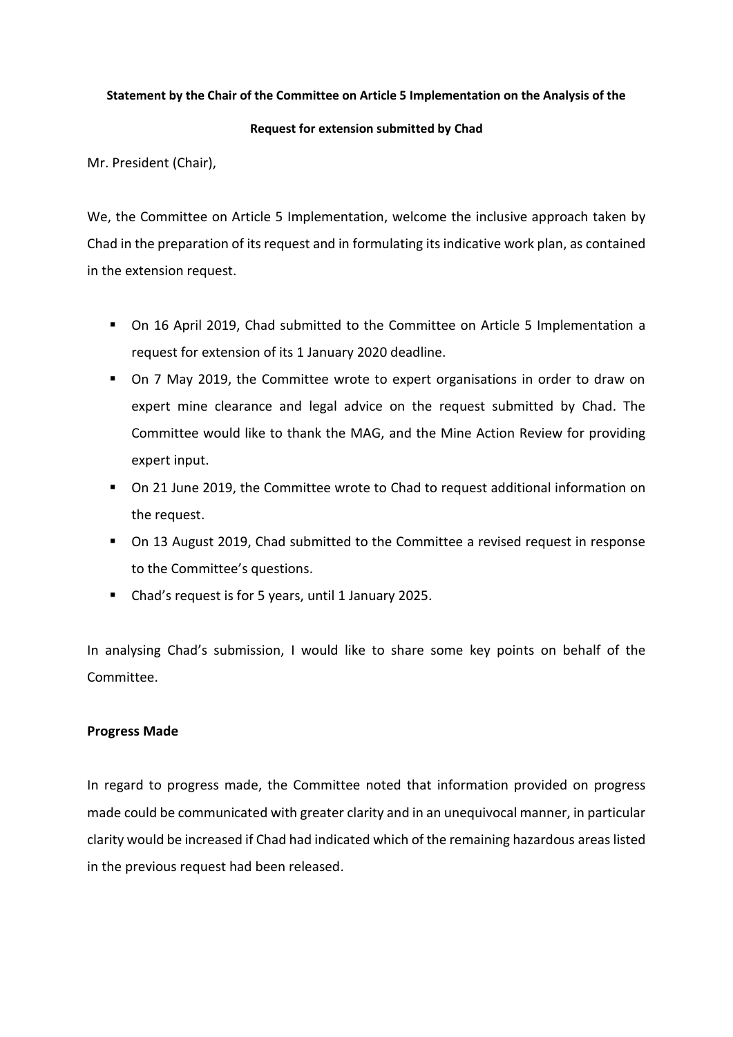**Statement by the Chair of the Committee on Article 5 Implementation on the Analysis of the Request for extension submitted by Chad**

Mr. President (Chair),

We, the Committee on Article 5 Implementation, welcome the inclusive approach taken by Chad in the preparation of its request and in formulating its indicative work plan, as contained in the extension request.

- On 16 April 2019, Chad submitted to the Committee on Article 5 Implementation a request for extension of its 1 January 2020 deadline.
- On 7 May 2019, the Committee wrote to expert organisations in order to draw on expert mine clearance and legal advice on the request submitted by Chad. The Committee would like to thank the MAG, and the Mine Action Review for providing expert input.
- On 21 June 2019, the Committee wrote to Chad to request additional information on the request.
- On 13 August 2019, Chad submitted to the Committee a revised request in response to the Committee's questions.
- Chad's request is for 5 years, until 1 January 2025.

In analysing Chad's submission, I would like to share some key points on behalf of the Committee.

**Progress Made**

In regard to progress made, the Committee noted that information provided on progress made could be communicated with greater clarity and in an unequivocal manner, in particular clarity would be increased if Chad had indicated which of the remaining hazardous areas listed in the previous request had been released.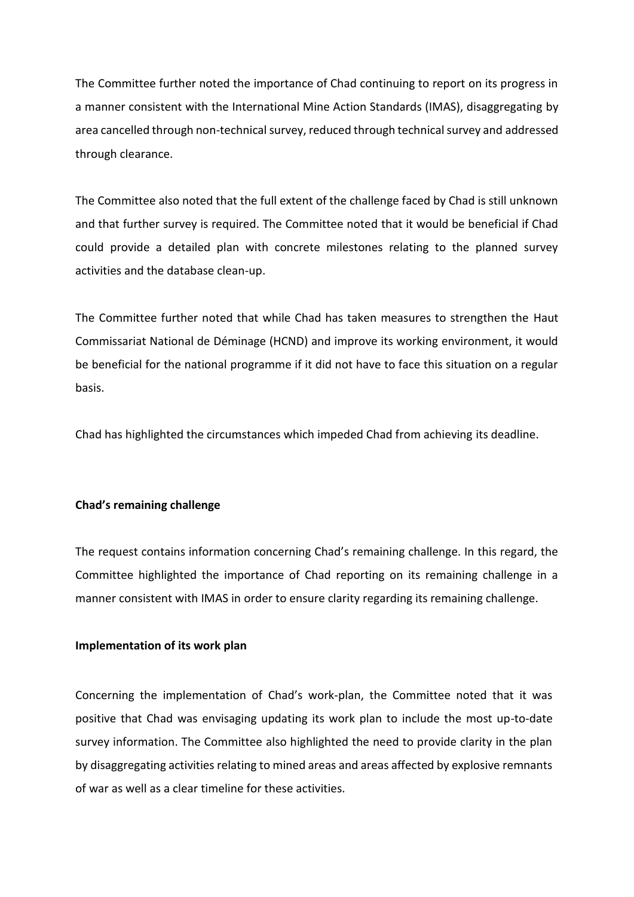The Committee further noted the importance of Chad continuing to report on its progress in a manner consistent with the International Mine Action Standards (IMAS), disaggregating by area cancelled through non-technical survey, reduced through technical survey and addressed through clearance.

The Committee also noted that the full extent of the challenge faced by Chad is still unknown and that further survey is required. The Committee noted that it would be beneficial if Chad could provide a detailed plan with concrete milestones relating to the planned survey activities and the database clean-up.

The Committee further noted that while Chad has taken measures to strengthen the Haut Commissariat National de Déminage (HCND) and improve its working environment, it would be beneficial for the national programme if it did not have to face this situation on a regular basis.

Chad has highlighted the circumstances which impeded Chad from achieving its deadline.

**Chad's remaining challenge**

The request contains information concerning Chad's remaining challenge. In this regard, the Committee highlighted the importance of Chad reporting on its remaining challenge in a manner consistent with IMAS in order to ensure clarity regarding its remaining challenge.

**Implementation of its work plan**

Concerning the implementation of Chad's work-plan, the Committee noted that it was positive that Chad was envisaging updating its work plan to include the most up-to-date survey information. The Committee also highlighted the need to provide clarity in the plan by disaggregating activities relating to mined areas and areas affected by explosive remnants of war as well as a clear timeline for these activities.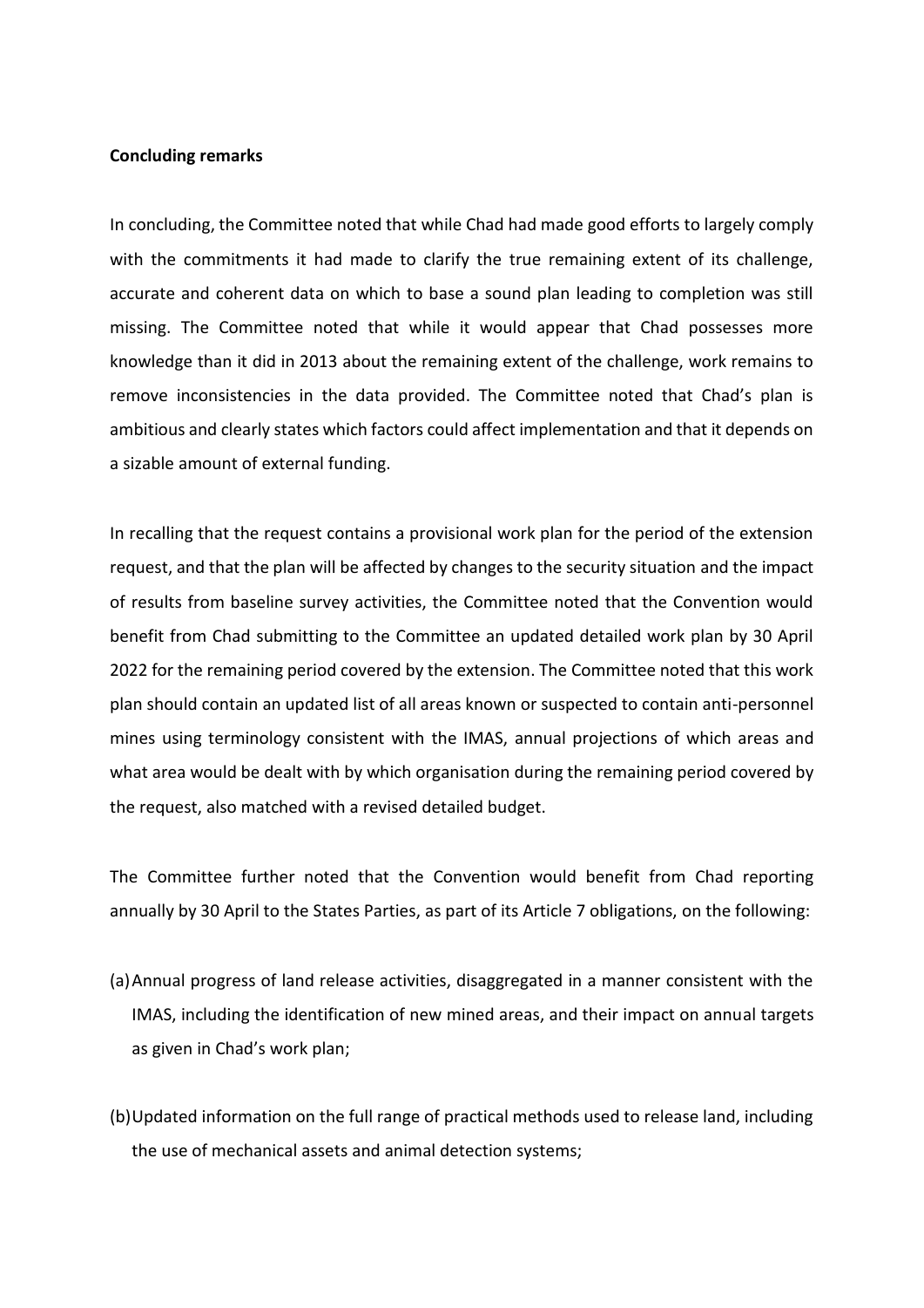**Concluding remarks**

In concluding, the Committee noted that while Chad had made good efforts to largely comply with the commitments it had made to clarify the true remaining extent of its challenge, accurate and coherent data on which to base a sound plan leading to completion was still missing. The Committee noted that while it would appear that Chad possesses more knowledge than it did in 2013 about the remaining extent of the challenge, work remains to remove inconsistencies in the data provided. The Committee noted that Chad's plan is ambitious and clearly states which factors could affect implementation and that it depends on a sizable amount of external funding.

In recalling that the request contains a provisional work plan for the period of the extension request, and that the plan will be affected by changes to the security situation and the impact of results from baseline survey activities, the Committee noted that the Convention would benefit from Chad submitting to the Committee an updated detailed work plan by 30 April 2022 for the remaining period covered by the extension. The Committee noted that this work plan should contain an updated list of all areas known or suspected to contain anti-personnel mines using terminology consistent with the IMAS, annual projections of which areas and what area would be dealt with by which organisation during the remaining period covered by the request, also matched with a revised detailed budget.

The Committee further noted that the Convention would benefit from Chad reporting annually by 30 April to the States Parties, as part of its Article 7 obligations, on the following:

(a) Annual progress of land release activities, disaggregated in a manner consistent with the IMAS, including the identification of new mined areas, and their impact on annual targets as given in Chad's work plan;

(b) Updated information on the full range of practical methods used to release land, including the use of mechanical assets and animal detection systems;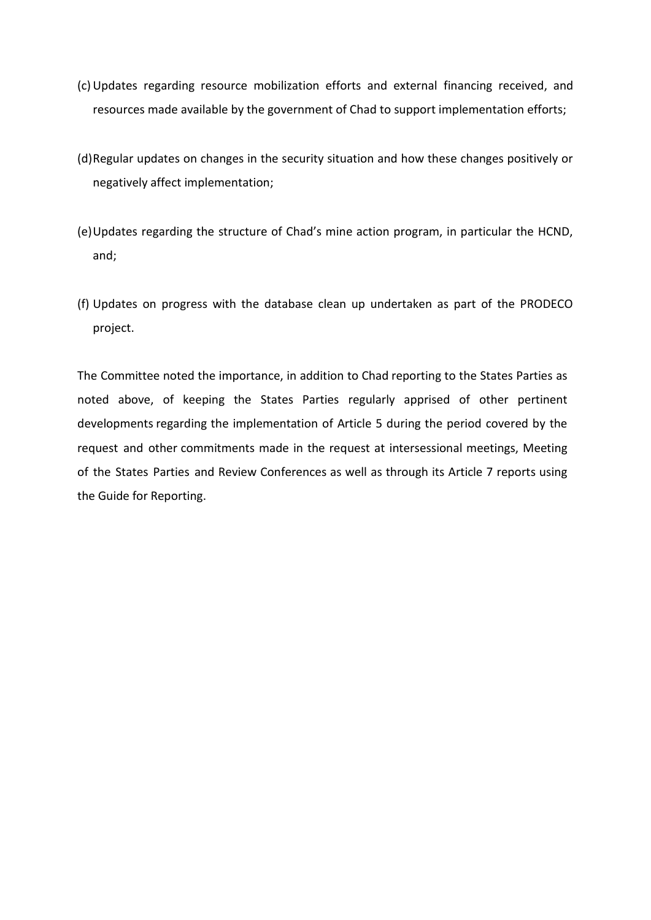(c) Updates regarding resource mobilization efforts and external financing received, and resources made available by the government of Chad to support implementation efforts;

(d) Regular updates on changes in the security situation and how these changes positively or negatively affect implementation;

(e) Updates regarding the structure of Chad's mine action program, in particular the HCND, and;

(f) Updates on progress with the database clean up undertaken as part of the PRODECO project.

The Committee noted the importance, in addition to Chad reporting to the States Parties as noted above, of keeping the States Parties regularly apprised of other pertinent developments regarding the implementation of Article 5 during the period covered by the request and other commitments made in the request at intersessional meetings, Meeting of the States Parties and Review Conferences as well as through its Article 7 reports using the Guide for Reporting.